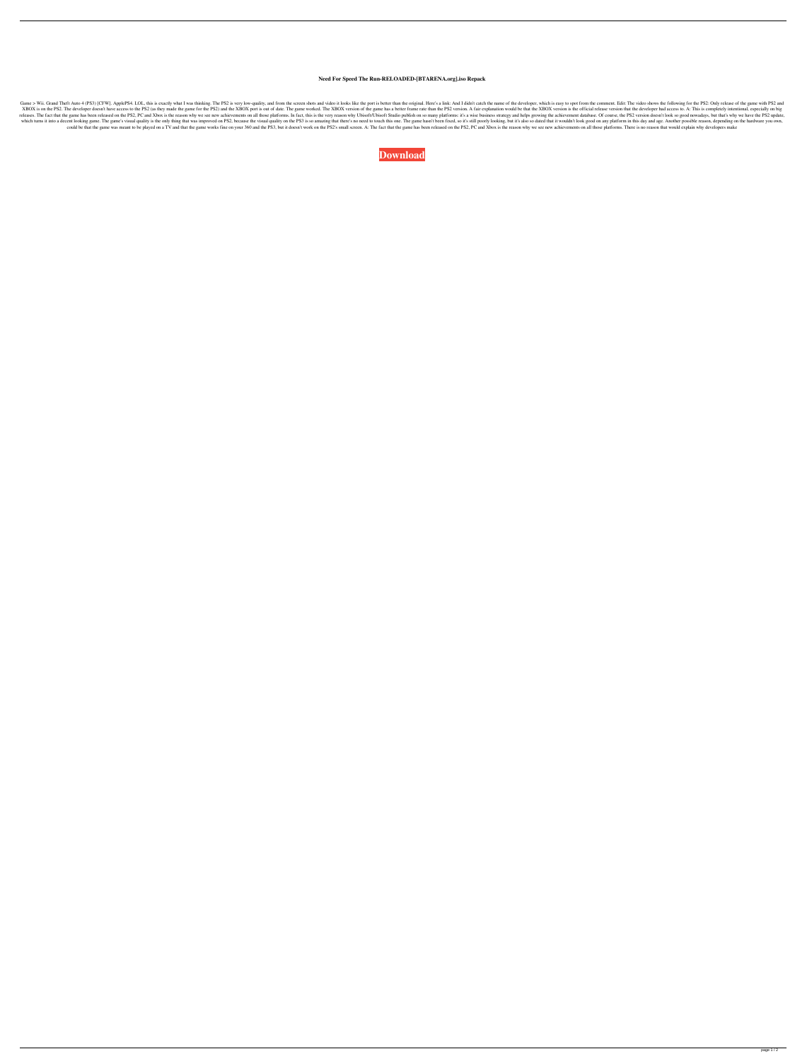# Need For Speed The Run-RELOADED-[BTARENA.org].iso Repack

Game > Wii. Grand Theft Auto 4 (PS3) [CFW]. ApplePS4. LOL, this is exactly what I was thinking. The PS2 is very low-quality, and from the screen shots and video it looks like the port is better than the original. Here's a link: And I didn't catch the name of the developer, which is easy to spot from the comment. Edit: The video shows the following for the PS2: Only release of the game with PS2 and XBOX is on the PS2. The developer doesn't have access to the PS2 (as they made the game for the PS2) and the XBOX port is out of date. The game worked. The XBOX version of the game has a better frame rate than the PS2 version. A fair explanation would be that the XBOX version is the official release version that the developer had access to. A: This is completely intentional, especially on big releases. The fact that the game has been released on the PS2, PC and Xbox is the reason why we see new achievements on all those platforms. In fact, this is the very reason why Ubisoft/Ubisoft Studio publish on so many platforms: it's a wise business strategy and helps growing the achievement database. Of course, the PS2 version doesn't look so good nowadays, but that's why we have the PS2 update, which turns it into a decent looking game. The game's visual quality is the only thing that was improved on PS2, because the visual quality on the PS3 is so amazing that there's no need to touch this one. The game hasn't been fixed, so it's still poorly looking, but it's also so dated that it wouldn't look good on any platform in this day and age. Another possible reason, depending on the hardware you own, could be that the game was meant to be played on a TV and that the game works fine on your 360 and the PS3, but it doesn't work on the PS2's small screen. A: The fact that the game has been released on the PS2, PC and Xbox is the reason why we see new achievements on all those platforms. There is no reason that would explain why developers make

**Download**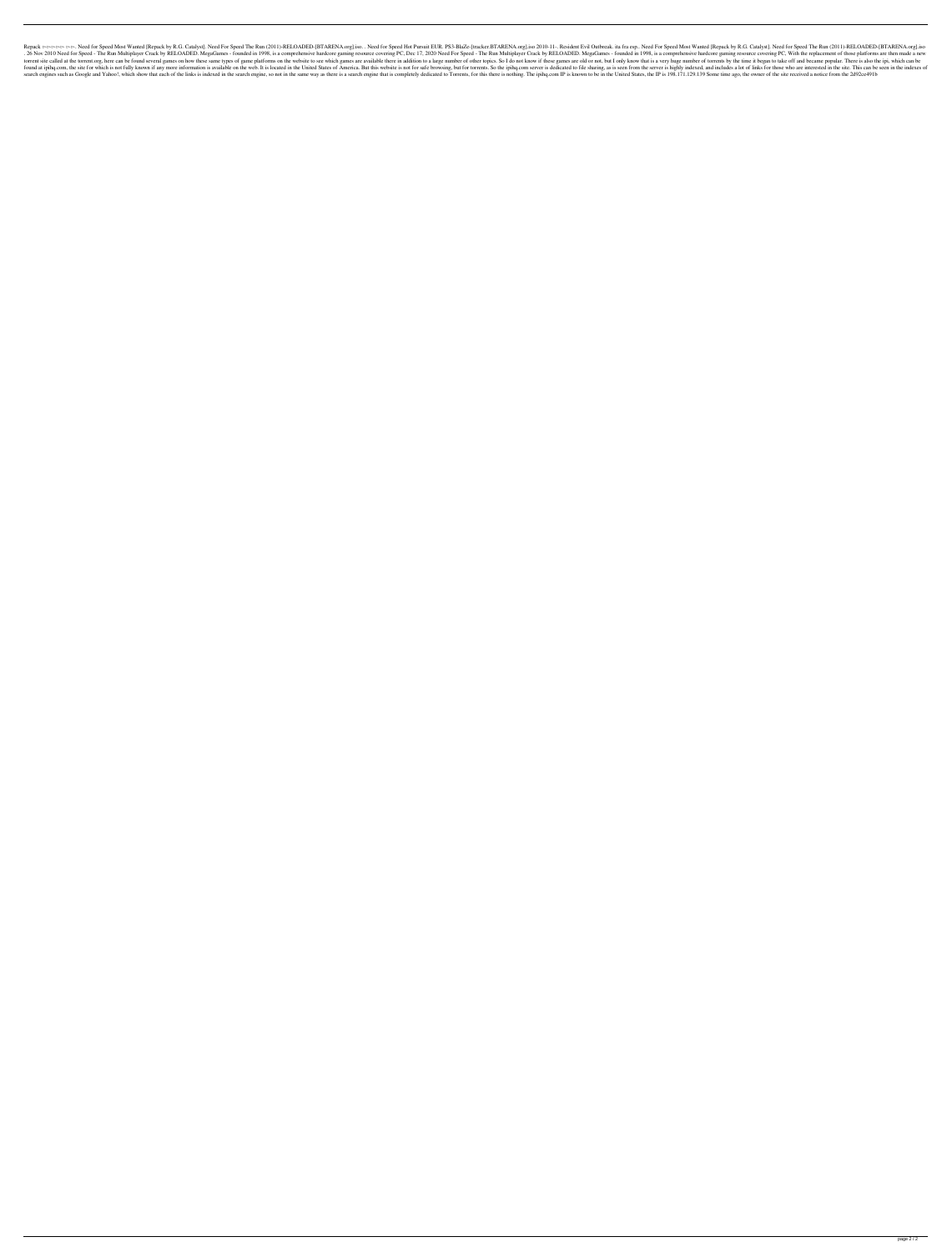Repack ▯▯▯▯▯▯▯▯ ▯▯▯▯. Need for Speed Most Wanted [Repack by R.G. Catalyst]. Need For Speed The Run (2011)-RELOADED-[BTARENA.org].iso. . Need for Speed Hot Pursuit EUR. PS3-BlaZe-[tracker.BTARENA.org].iso 2010-11-. Resident Evil Outbreak. ita fra esp.. Need For Speed Most Wanted [Repack by R.G. Catalyst]. Need for Speed The Run (2011)-RELOADED-[BTARENA.org].iso . 26 Nov 2010 Need for Speed - The Run Multiplayer Crack by RELOADED. MegaGames - founded in 1998, is a comprehensive hardcore gaming resource covering PC, Dec 17, 2020 Need For Speed - The Run Multiplayer Crack by RELOADED. MegaGames - founded in 1998, is a comprehensive hardcore gaming resource covering PC, With the replacement of those platforms are then made a new torrent site called at the torrent.org, here can be found several games on how these same types of game platforms on the website to see which games are available there in addition to a large number of other topics. So I do not know if these games are old or not, but I only know that is a very huge number of torrents by the time it began to take off and became popular. There is also the ips, which can be found at ipihq.com, the site for which is not fully known if any more information is available on the web. It is located in the United States of America. But this website is not for safe browsing, but for torrents. So the ipihq.com server is dedicated to file sharing, as is seen from the server is highly indexed, and includes a lot of links for those who are interested in the site. This can be seen in the indexes of search engines such as Google and Yahoo!, which show that each of the links is indexed in the search engine, so not in the same way as there is a search engine that is completely dedicated to Torrents, for this there is nothing. The ipihq.com IP is known to be in the United States, the IP is 198.171.129.139 Some time ago, the owner of the site received a notice from the 2d92ce491b